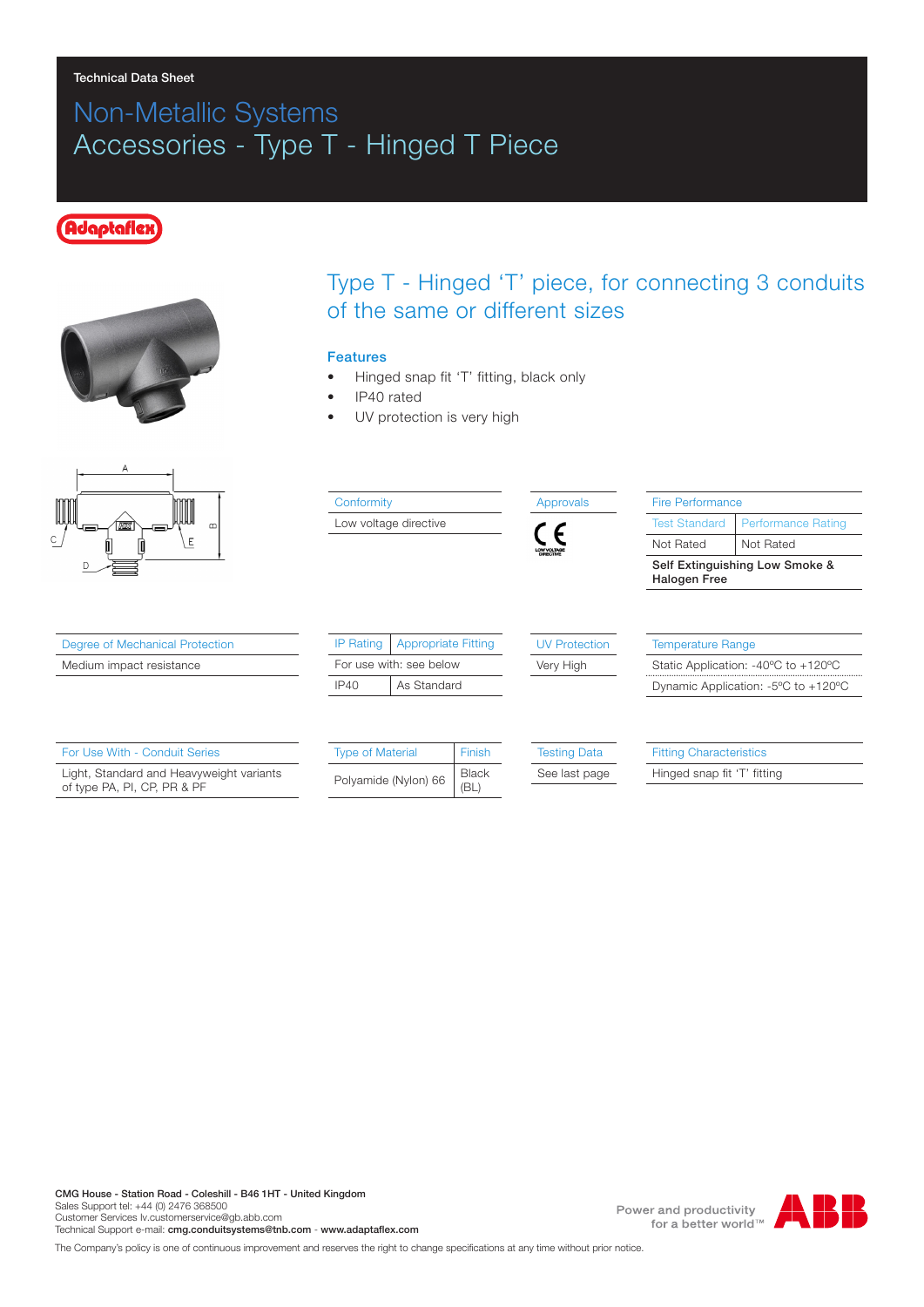Technical Data Sheet

# Non-Metallic Systems
# Accessories - Type T - Hinged T Piece

Adaptaflex

## Type T - Hinged 'T' piece, for connecting 3 conduits of the same or different sizes

### Features

- Hinged snap fit 'T' fitting, black only
- IP40 rated
- UV protection is very high

| Conformity |
|---|
| Low voltage directive |

| Approvals |
|---|
| CE LOW VOLTAGE DIRECTIVE |

| Fire Performance | |
|---|---|
| Test Standard | Performance Rating |
| Not Rated | Not Rated |
| **Self Extinguishing Low Smoke & Halogen Free** | |

| Degree of Mechanical Protection |
|---|
| Medium impact resistance |

| IP Rating | Appropriate Fitting |
|---|---|
| For use with: see below | |
| IP40 | As Standard |

| UV Protection |
|---|
| Very High |

| Temperature Range |
|---|
| Static Application: -40ºC to +120ºC |
| Dynamic Application: -5ºC to +120ºC |

| For Use With - Conduit Series |
|---|
| Light, Standard and Heavyweight variants of type PA, PI, CP, PR & PF |

| Type of Material | Finish |
|---|---|
| Polyamide (Nylon) 66 | Black (BL) |

| Testing Data |
|---|
| See last page |

| Fitting Characteristics |
|---|
| Hinged snap fit 'T' fitting |

**CMG House - Station Road - Coleshill - B46 1HT - United Kingdom**
Sales Support tel: +44 (0) 2476 368500
Customer Services lv.customerservice@gb.abb.com
Technical Support e-mail: **cmg.conduitsystems@tnb.com** - **www.adaptaflex.com**

Power and productivity for a better world™ ABB

The Company's policy is one of continuous improvement and reserves the right to change specifications at any time without prior notice.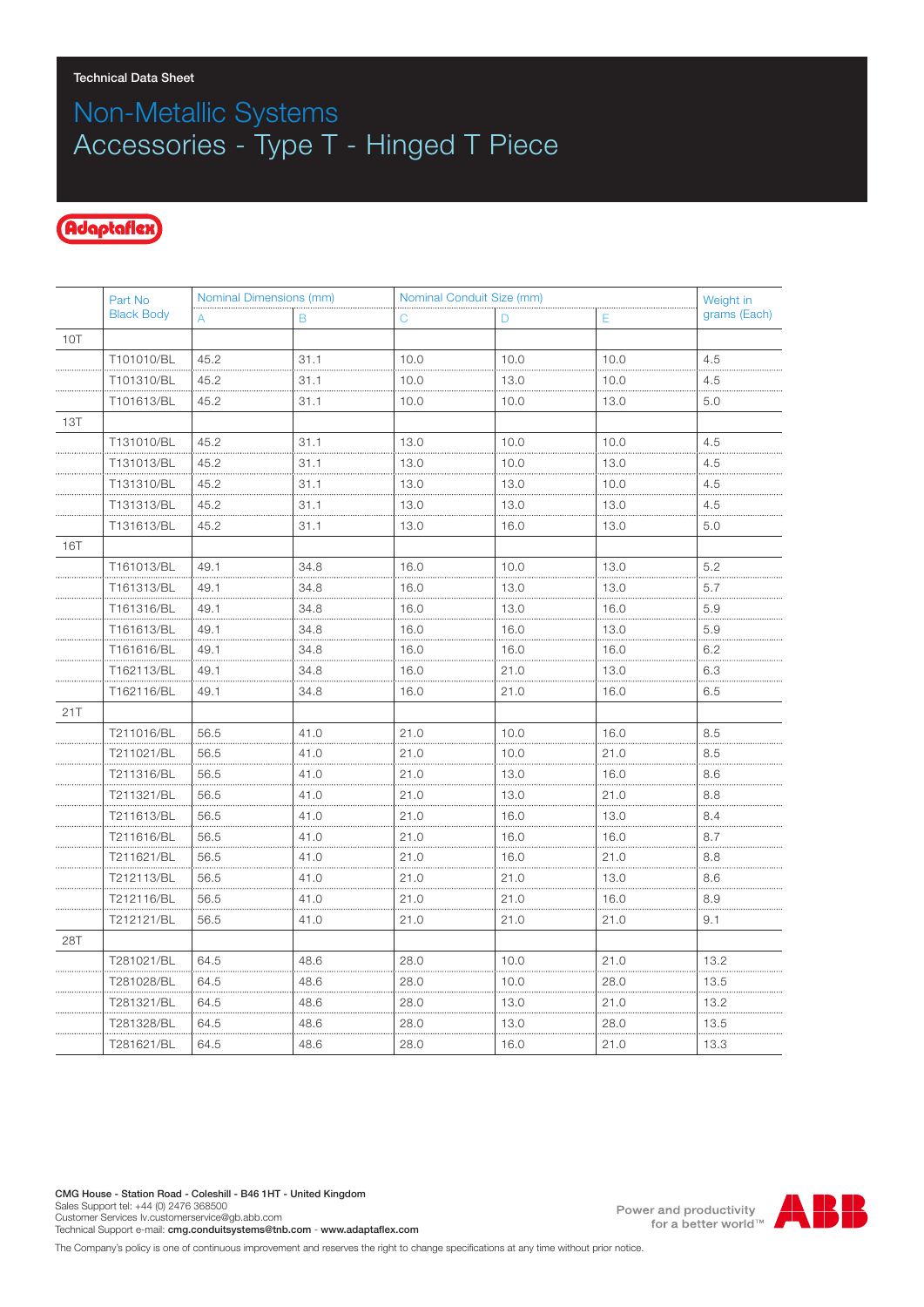Technical Data Sheet

# Non-Metallic Systems
# Accessories - Type T - Hinged T Piece

Adaptaflex

| | Part No Black Body | Nominal Dimensions (mm) | | Nominal Conduit Size (mm) | | | Weight in grams (Each) |
|---|---|---|---|---|---|---|---|
| | | A | B | C | D | E | |
| 10T | | | | | | | |
| | T101010/BL | 45.2 | 31.1 | 10.0 | 10.0 | 10.0 | 4.5 |
| | T101310/BL | 45.2 | 31.1 | 10.0 | 13.0 | 10.0 | 4.5 |
| | T101613/BL | 45.2 | 31.1 | 10.0 | 10.0 | 13.0 | 5.0 |
| 13T | | | | | | | |
| | T131010/BL | 45.2 | 31.1 | 13.0 | 10.0 | 10.0 | 4.5 |
| | T131013/BL | 45.2 | 31.1 | 13.0 | 10.0 | 13.0 | 4.5 |
| | T131310/BL | 45.2 | 31.1 | 13.0 | 13.0 | 10.0 | 4.5 |
| | T131313/BL | 45.2 | 31.1 | 13.0 | 13.0 | 13.0 | 4.5 |
| | T131613/BL | 45.2 | 31.1 | 13.0 | 16.0 | 13.0 | 5.0 |
| 16T | | | | | | | |
| | T161013/BL | 49.1 | 34.8 | 16.0 | 10.0 | 13.0 | 5.2 |
| | T161313/BL | 49.1 | 34.8 | 16.0 | 13.0 | 13.0 | 5.7 |
| | T161316/BL | 49.1 | 34.8 | 16.0 | 13.0 | 16.0 | 5.9 |
| | T161613/BL | 49.1 | 34.8 | 16.0 | 16.0 | 13.0 | 5.9 |
| | T161616/BL | 49.1 | 34.8 | 16.0 | 16.0 | 16.0 | 6.2 |
| | T162113/BL | 49.1 | 34.8 | 16.0 | 21.0 | 13.0 | 6.3 |
| | T162116/BL | 49.1 | 34.8 | 16.0 | 21.0 | 16.0 | 6.5 |
| 21T | | | | | | | |
| | T211016/BL | 56.5 | 41.0 | 21.0 | 10.0 | 16.0 | 8.5 |
| | T211021/BL | 56.5 | 41.0 | 21.0 | 10.0 | 21.0 | 8.5 |
| | T211316/BL | 56.5 | 41.0 | 21.0 | 13.0 | 16.0 | 8.6 |
| | T211321/BL | 56.5 | 41.0 | 21.0 | 13.0 | 21.0 | 8.8 |
| | T211613/BL | 56.5 | 41.0 | 21.0 | 16.0 | 13.0 | 8.4 |
| | T211616/BL | 56.5 | 41.0 | 21.0 | 16.0 | 16.0 | 8.7 |
| | T211621/BL | 56.5 | 41.0 | 21.0 | 16.0 | 21.0 | 8.8 |
| | T212113/BL | 56.5 | 41.0 | 21.0 | 21.0 | 13.0 | 8.6 |
| | T212116/BL | 56.5 | 41.0 | 21.0 | 21.0 | 16.0 | 8.9 |
| | T212121/BL | 56.5 | 41.0 | 21.0 | 21.0 | 21.0 | 9.1 |
| 28T | | | | | | | |
| | T281021/BL | 64.5 | 48.6 | 28.0 | 10.0 | 21.0 | 13.2 |
| | T281028/BL | 64.5 | 48.6 | 28.0 | 10.0 | 28.0 | 13.5 |
| | T281321/BL | 64.5 | 48.6 | 28.0 | 13.0 | 21.0 | 13.2 |
| | T281328/BL | 64.5 | 48.6 | 28.0 | 13.0 | 28.0 | 13.5 |
| | T281621/BL | 64.5 | 48.6 | 28.0 | 16.0 | 21.0 | 13.3 |

**CMG House - Station Road - Coleshill - B46 1HT - United Kingdom**
Sales Support tel: +44 (0) 2476 368500
Customer Services lv.customerservice@gb.abb.com
Technical Support e-mail: **cmg.conduitsystems@tnb.com** - **www.adaptaflex.com**

Power and productivity for a better world™

ABB

The Company's policy is one of continuous improvement and reserves the right to change specifications at any time without prior notice.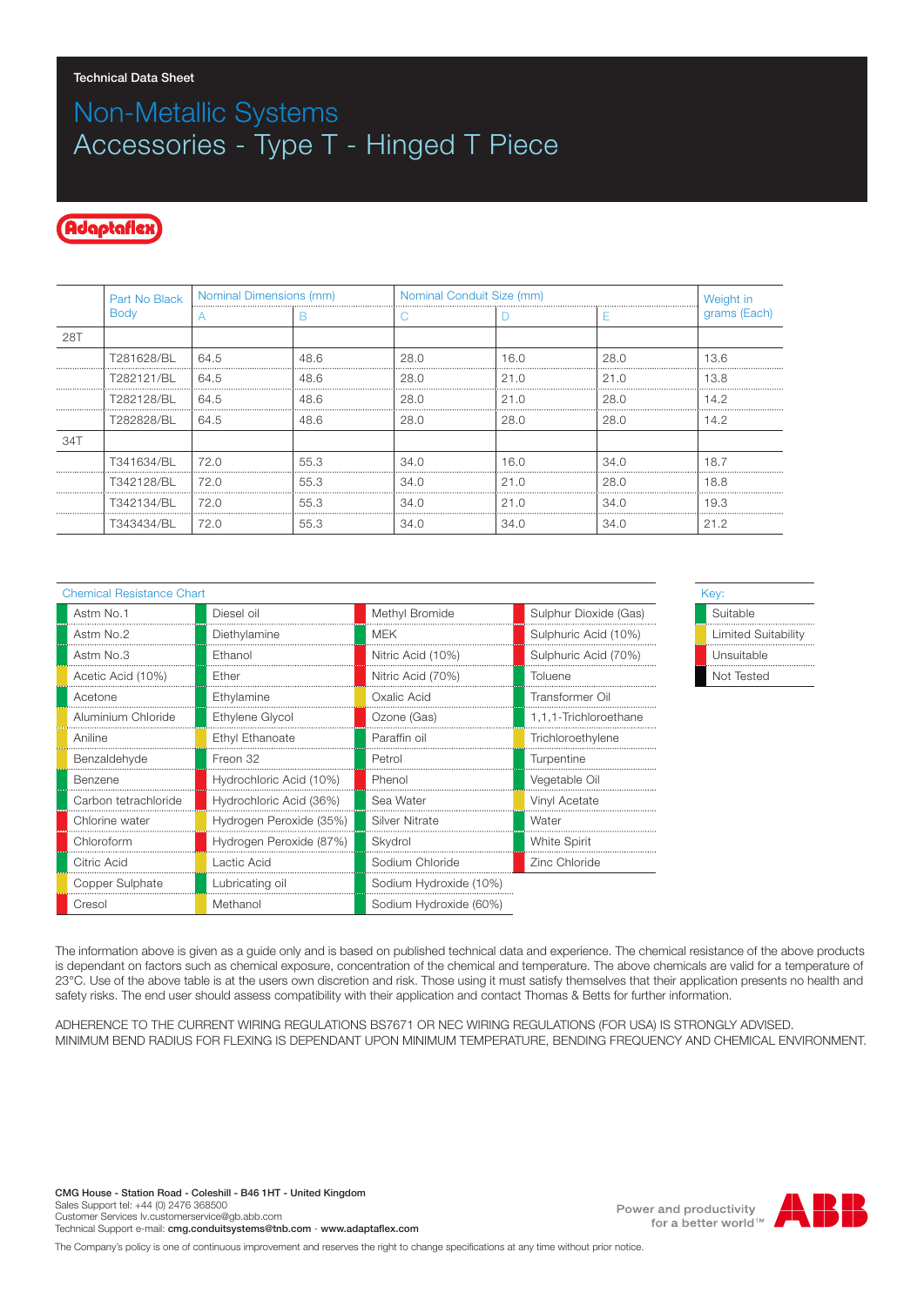Technical Data Sheet

# Non-Metallic Systems
# Accessories - Type T - Hinged T Piece

Adaptaflex

| | Part No Black Body | Nominal Dimensions (mm) | | Nominal Conduit Size (mm) | | | Weight in grams (Each) |
|---|---|---|---|---|---|---|---|
| | | A | B | C | D | E | |
| 28T | | | | | | | |
| | T281628/BL | 64.5 | 48.6 | 28.0 | 16.0 | 28.0 | 13.6 |
| | T282121/BL | 64.5 | 48.6 | 28.0 | 21.0 | 21.0 | 13.8 |
| | T282128/BL | 64.5 | 48.6 | 28.0 | 21.0 | 28.0 | 14.2 |
| | T282828/BL | 64.5 | 48.6 | 28.0 | 28.0 | 28.0 | 14.2 |
| 34T | | | | | | | |
| | T341634/BL | 72.0 | 55.3 | 34.0 | 16.0 | 34.0 | 18.7 |
| | T342128/BL | 72.0 | 55.3 | 34.0 | 21.0 | 28.0 | 18.8 |
| | T342134/BL | 72.0 | 55.3 | 34.0 | 21.0 | 34.0 | 19.3 |
| | T343434/BL | 72.0 | 55.3 | 34.0 | 34.0 | 34.0 | 21.2 |

Chemical Resistance Chart

| | | | |
|---|---|---|---|
| Astm No.1 | Diesel oil | Methyl Bromide | Sulphur Dioxide (Gas) |
| Astm No.2 | Diethylamine | MEK | Sulphuric Acid (10%) |
| Astm No.3 | Ethanol | Nitric Acid (10%) | Sulphuric Acid (70%) |
| Acetic Acid (10%) | Ether | Nitric Acid (70%) | Toluene |
| Acetone | Ethylamine | Oxalic Acid | Transformer Oil |
| Aluminium Chloride | Ethylene Glycol | Ozone (Gas) | 1,1,1-Trichloroethane |
| Aniline | Ethyl Ethanoate | Paraffin oil | Trichloroethylene |
| Benzaldehyde | Freon 32 | Petrol | Turpentine |
| Benzene | Hydrochloric Acid (10%) | Phenol | Vegetable Oil |
| Carbon tetrachloride | Hydrochloric Acid (36%) | Sea Water | Vinyl Acetate |
| Chlorine water | Hydrogen Peroxide (35%) | Silver Nitrate | Water |
| Chloroform | Hydrogen Peroxide (87%) | Skydrol | White Spirit |
| Citric Acid | Lactic Acid | Sodium Chloride | Zinc Chloride |
| Copper Sulphate | Lubricating oil | Sodium Hydroxide (10%) | |
| Cresol | Methanol | Sodium Hydroxide (60%) | |

Key:

- Suitable
- Limited Suitability
- Unsuitable
- Not Tested

The information above is given as a guide only and is based on published technical data and experience. The chemical resistance of the above products is dependant on factors such as chemical exposure, concentration of the chemical and temperature. The above chemicals are valid for a temperature of 23°C. Use of the above table is at the users own discretion and risk. Those using it must satisfy themselves that their application presents no health and safety risks. The end user should assess compatibility with their application and contact Thomas & Betts for further information.

ADHERENCE TO THE CURRENT WIRING REGULATIONS BS7671 OR NEC WIRING REGULATIONS (FOR USA) IS STRONGLY ADVISED.
MINIMUM BEND RADIUS FOR FLEXING IS DEPENDANT UPON MINIMUM TEMPERATURE, BENDING FREQUENCY AND CHEMICAL ENVIRONMENT.

**CMG House - Station Road - Coleshill - B46 1HT - United Kingdom**
Sales Support tel: +44 (0) 2476 368500
Customer Services lv.customerservice@gb.abb.com
Technical Support e-mail: **cmg.conduitsystems@tnb.com** - **www.adaptaflex.com**

Power and productivity for a better world™ ABB

The Company's policy is one of continuous improvement and reserves the right to change specifications at any time without prior notice.